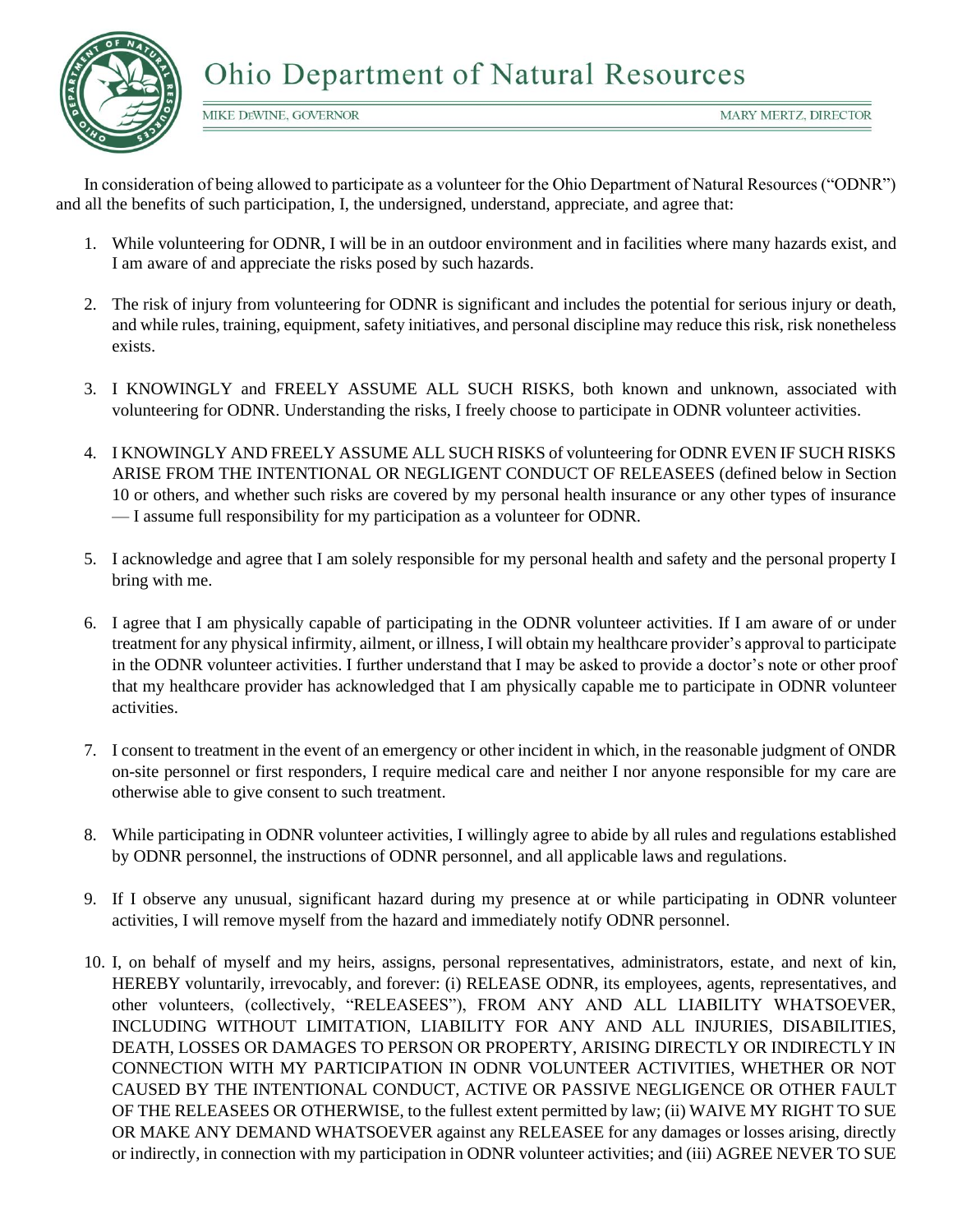# Ohio Department of Natural Resources

MIKE DEWINE, GOVERNOR MARY MERTZ, DIRECTOR

In consideration of being allowed to participate as a volunteer for the Ohio Department of Natural Resources ("ODNR") and all the benefits of such participation, I, the undersigned, understand, appreciate, and agree that:

1. While volunteering for ODNR, I will be in an outdoor environment and in facilities where many hazards exist, and I am aware of and appreciate the risks posed by such hazards.

2. The risk of injury from volunteering for ODNR is significant and includes the potential for serious injury or death, and while rules, training, equipment, safety initiatives, and personal discipline may reduce this risk, risk nonetheless exists.

3. I KNOWINGLY and FREELY ASSUME ALL SUCH RISKS, both known and unknown, associated with volunteering for ODNR. Understanding the risks, I freely choose to participate in ODNR volunteer activities.

4. I KNOWINGLY AND FREELY ASSUME ALL SUCH RISKS of volunteering for ODNR EVEN IF SUCH RISKS ARISE FROM THE INTENTIONAL OR NEGLIGENT CONDUCT OF RELEASEES (defined below in Section 10 or others, and whether such risks are covered by my personal health insurance or any other types of insurance — I assume full responsibility for my participation as a volunteer for ODNR.

5. I acknowledge and agree that I am solely responsible for my personal health and safety and the personal property I bring with me.

6. I agree that I am physically capable of participating in the ODNR volunteer activities. If I am aware of or under treatment for any physical infirmity, ailment, or illness, I will obtain my healthcare provider's approval to participate in the ODNR volunteer activities. I further understand that I may be asked to provide a doctor's note or other proof that my healthcare provider has acknowledged that I am physically capable me to participate in ODNR volunteer activities.

7. I consent to treatment in the event of an emergency or other incident in which, in the reasonable judgment of ONDR on-site personnel or first responders, I require medical care and neither I nor anyone responsible for my care are otherwise able to give consent to such treatment.

8. While participating in ODNR volunteer activities, I willingly agree to abide by all rules and regulations established by ODNR personnel, the instructions of ODNR personnel, and all applicable laws and regulations.

9. If I observe any unusual, significant hazard during my presence at or while participating in ODNR volunteer activities, I will remove myself from the hazard and immediately notify ODNR personnel.

10. I, on behalf of myself and my heirs, assigns, personal representatives, administrators, estate, and next of kin, HEREBY voluntarily, irrevocably, and forever: (i) RELEASE ODNR, its employees, agents, representatives, and other volunteers, (collectively, "RELEASEES"), FROM ANY AND ALL LIABILITY WHATSOEVER, INCLUDING WITHOUT LIMITATION, LIABILITY FOR ANY AND ALL INJURIES, DISABILITIES, DEATH, LOSSES OR DAMAGES TO PERSON OR PROPERTY, ARISING DIRECTLY OR INDIRECTLY IN CONNECTION WITH MY PARTICIPATION IN ODNR VOLUNTEER ACTIVITIES, WHETHER OR NOT CAUSED BY THE INTENTIONAL CONDUCT, ACTIVE OR PASSIVE NEGLIGENCE OR OTHER FAULT OF THE RELEASEES OR OTHERWISE, to the fullest extent permitted by law; (ii) WAIVE MY RIGHT TO SUE OR MAKE ANY DEMAND WHATSOEVER against any RELEASEE for any damages or losses arising, directly or indirectly, in connection with my participation in ODNR volunteer activities; and (iii) AGREE NEVER TO SUE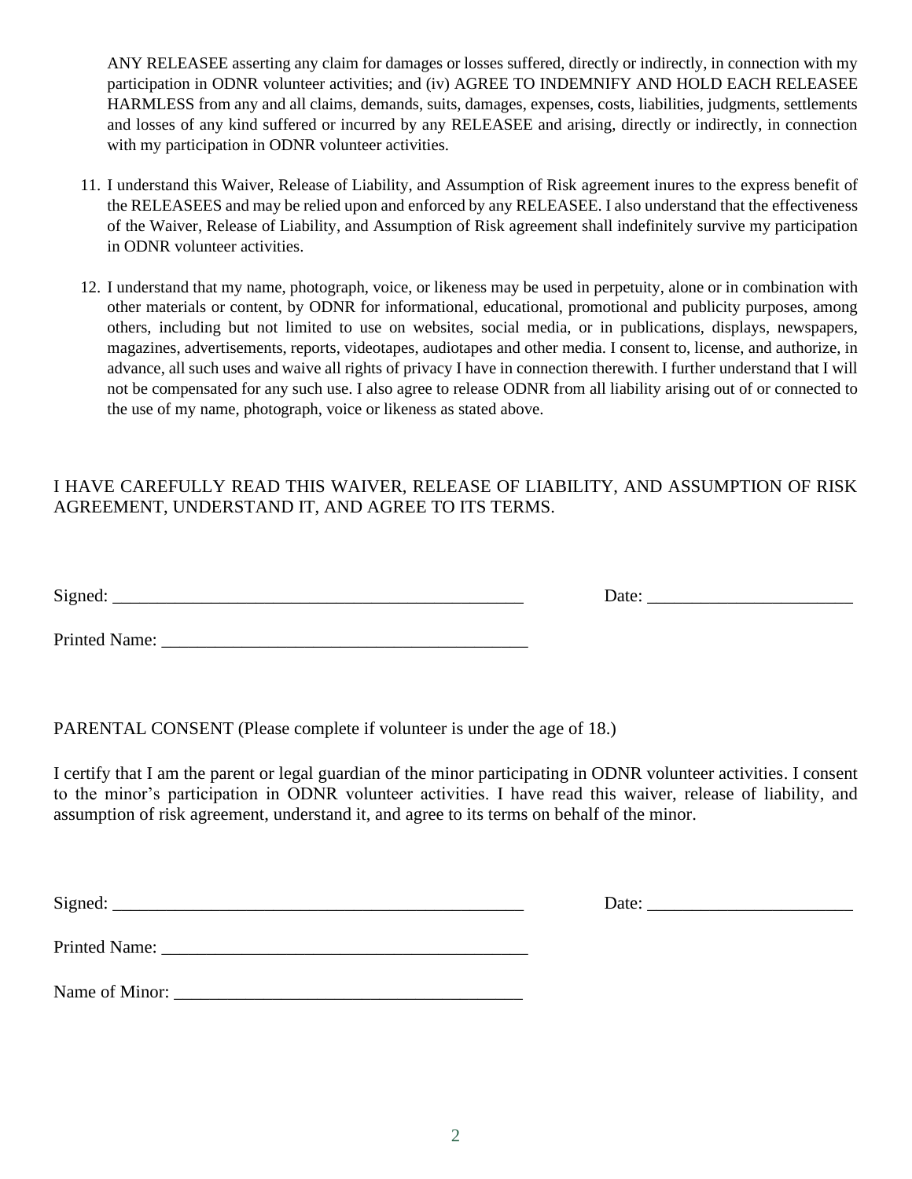ANY RELEASEE asserting any claim for damages or losses suffered, directly or indirectly, in connection with my participation in ODNR volunteer activities; and (iv) AGREE TO INDEMNIFY AND HOLD EACH RELEASEE HARMLESS from any and all claims, demands, suits, damages, expenses, costs, liabilities, judgments, settlements and losses of any kind suffered or incurred by any RELEASEE and arising, directly or indirectly, in connection with my participation in ODNR volunteer activities.

11. I understand this Waiver, Release of Liability, and Assumption of Risk agreement inures to the express benefit of the RELEASEES and may be relied upon and enforced by any RELEASEE. I also understand that the effectiveness of the Waiver, Release of Liability, and Assumption of Risk agreement shall indefinitely survive my participation in ODNR volunteer activities.

12. I understand that my name, photograph, voice, or likeness may be used in perpetuity, alone or in combination with other materials or content, by ODNR for informational, educational, promotional and publicity purposes, among others, including but not limited to use on websites, social media, or in publications, displays, newspapers, magazines, advertisements, reports, videotapes, audiotapes and other media. I consent to, license, and authorize, in advance, all such uses and waive all rights of privacy I have in connection therewith. I further understand that I will not be compensated for any such use. I also agree to release ODNR from all liability arising out of or connected to the use of my name, photograph, voice or likeness as stated above.

I HAVE CAREFULLY READ THIS WAIVER, RELEASE OF LIABILITY, AND ASSUMPTION OF RISK AGREEMENT, UNDERSTAND IT, AND AGREE TO ITS TERMS.

Signed: _______________________________________________ Date: ______________________

Printed Name: __________________________________________

PARENTAL CONSENT (Please complete if volunteer is under the age of 18.)

I certify that I am the parent or legal guardian of the minor participating in ODNR volunteer activities. I consent to the minor's participation in ODNR volunteer activities. I have read this waiver, release of liability, and assumption of risk agreement, understand it, and agree to its terms on behalf of the minor.

Signed: _______________________________________________ Date: ______________________

Printed Name: __________________________________________

Name of Minor: ________________________________________